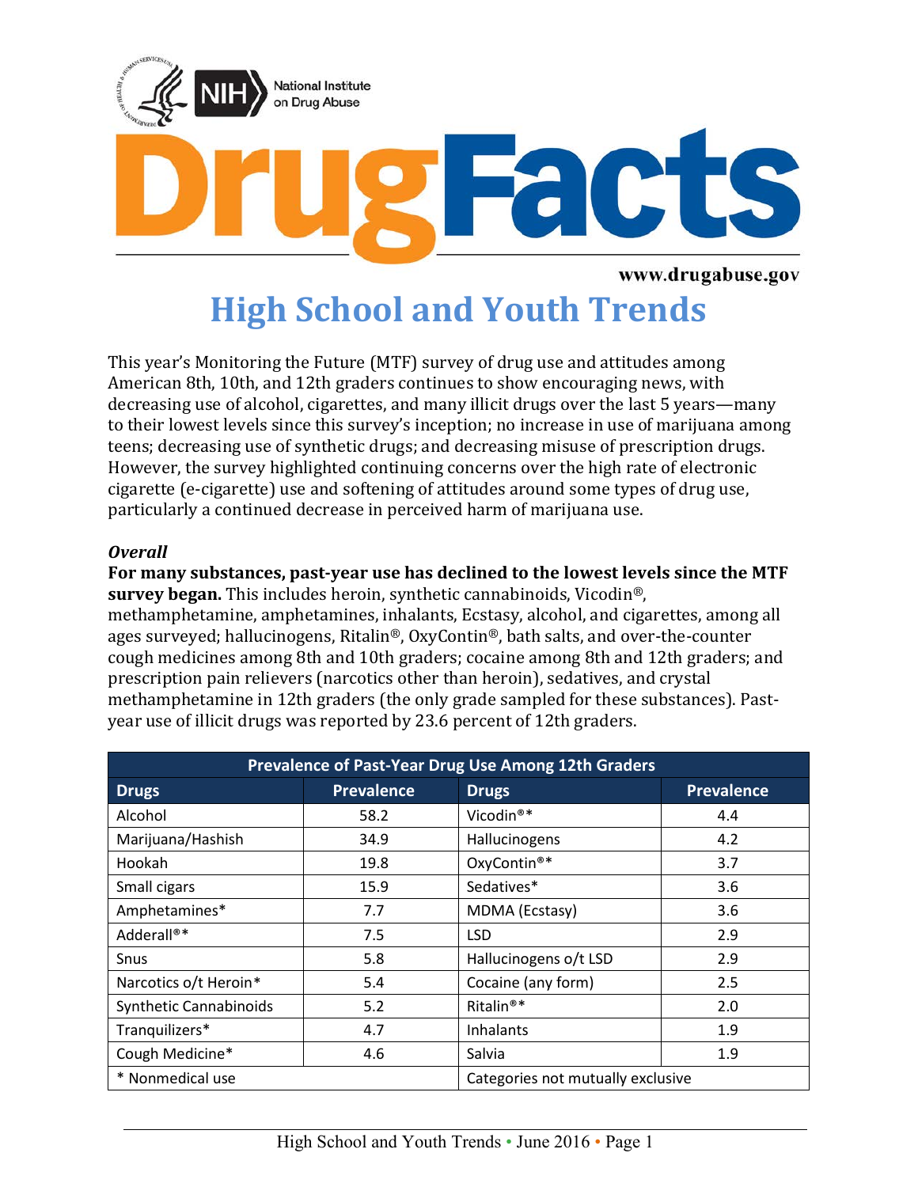# DrugFacts

www.drugabuse.gov

## High School and Youth Trends

This year's Monitoring the Future (MTF) survey of drug use and attitudes among American 8th, 10th, and 12th graders continues to show encouraging news, with decreasing use of alcohol, cigarettes, and many illicit drugs over the last 5 years—many to their lowest levels since this survey's inception; no increase in use of marijuana among teens; decreasing use of synthetic drugs; and decreasing misuse of prescription drugs. However, the survey highlighted continuing concerns over the high rate of electronic cigarette (e-cigarette) use and softening of attitudes around some types of drug use, particularly a continued decrease in perceived harm of marijuana use.

### *Overall*

**For many substances, past-year use has declined to the lowest levels since the MTF survey began.** This includes heroin, synthetic cannabinoids, Vicodin®, methamphetamine, amphetamines, inhalants, Ecstasy, alcohol, and cigarettes, among all ages surveyed; hallucinogens, Ritalin®, OxyContin®, bath salts, and over-the-counter cough medicines among 8th and 10th graders; cocaine among 8th and 12th graders; and prescription pain relievers (narcotics other than heroin), sedatives, and crystal methamphetamine in 12th graders (the only grade sampled for these substances). Past-year use of illicit drugs was reported by 23.6 percent of 12th graders.

| Prevalence of Past-Year Drug Use Among 12th Graders | | | |
|---|---|---|---|
| **Drugs** | **Prevalence** | **Drugs** | **Prevalence** |
| Alcohol | 58.2 | Vicodin®* | 4.4 |
| Marijuana/Hashish | 34.9 | Hallucinogens | 4.2 |
| Hookah | 19.8 | OxyContin®* | 3.7 |
| Small cigars | 15.9 | Sedatives* | 3.6 |
| Amphetamines* | 7.7 | MDMA (Ecstasy) | 3.6 |
| Adderall®* | 7.5 | LSD | 2.9 |
| Snus | 5.8 | Hallucinogens o/t LSD | 2.9 |
| Narcotics o/t Heroin* | 5.4 | Cocaine (any form) | 2.5 |
| Synthetic Cannabinoids | 5.2 | Ritalin®* | 2.0 |
| Tranquilizers* | 4.7 | Inhalants | 1.9 |
| Cough Medicine* | 4.6 | Salvia | 1.9 |
| * Nonmedical use | | Categories not mutually exclusive | |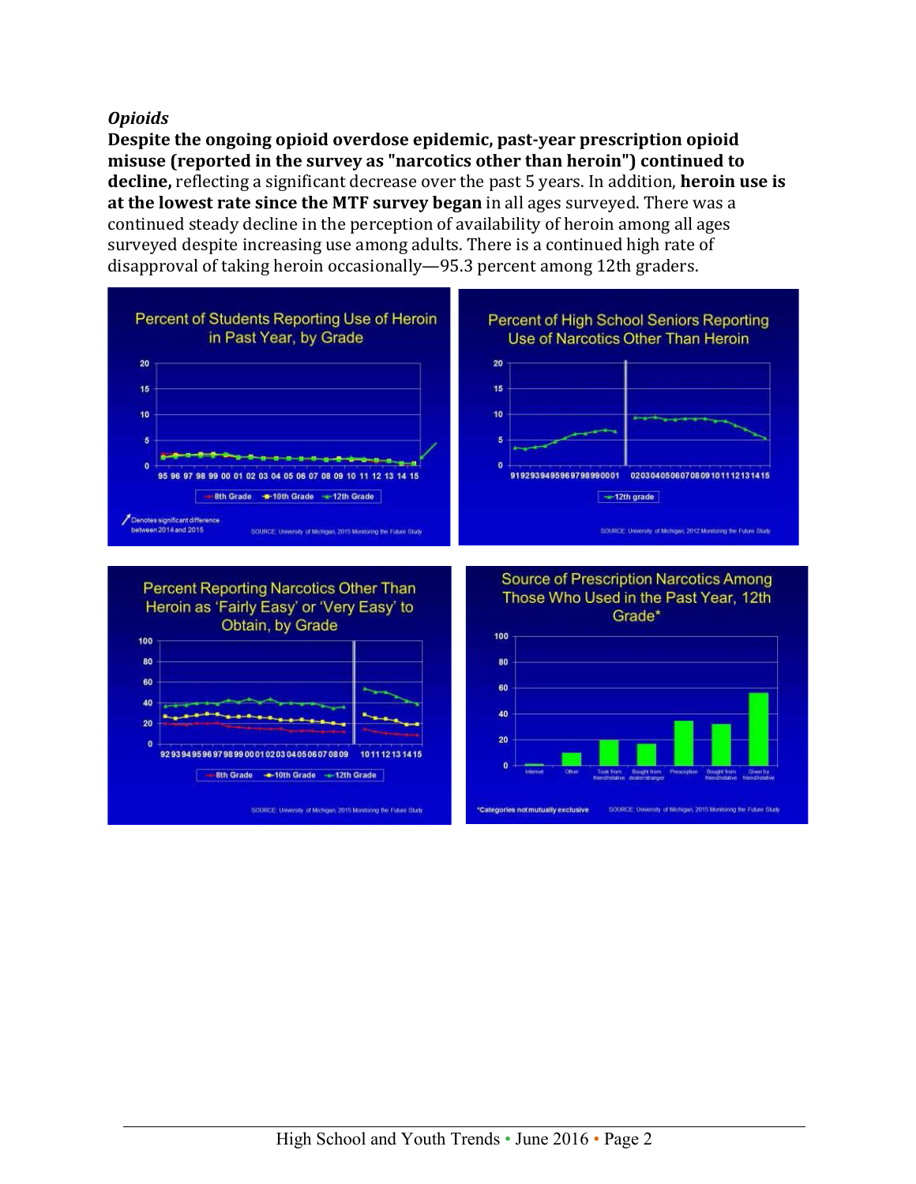*Opioids*

**Despite the ongoing opioid overdose epidemic, past-year prescription opioid misuse (reported in the survey as "narcotics other than heroin") continued to decline,** reflecting a significant decrease over the past 5 years. In addition, **heroin use is at the lowest rate since the MTF survey began** in all ages surveyed. There was a continued steady decline in the perception of availability of heroin among all ages surveyed despite increasing use among adults. There is a continued high rate of disapproval of taking heroin occasionally—95.3 percent among 12th graders.

Percent of Students Reporting Use of Heroin in Past Year, by Grade

Denotes significant difference between 2014 and 2015

SOURCE: University of Michigan, 2015 Monitoring the Future Study

Percent of High School Seniors Reporting Use of Narcotics Other Than Heroin

SOURCE: University of Michigan, 2012 Monitoring the Future Study

Percent Reporting Narcotics Other Than Heroin as 'Fairly Easy' or 'Very Easy' to Obtain, by Grade

SOURCE: University of Michigan, 2015 Monitoring the Future Study

Source of Prescription Narcotics Among Those Who Used in the Past Year, 12th Grade*

*Categories not mutually exclusive

SOURCE: University of Michigan, 2015 Monitoring the Future Study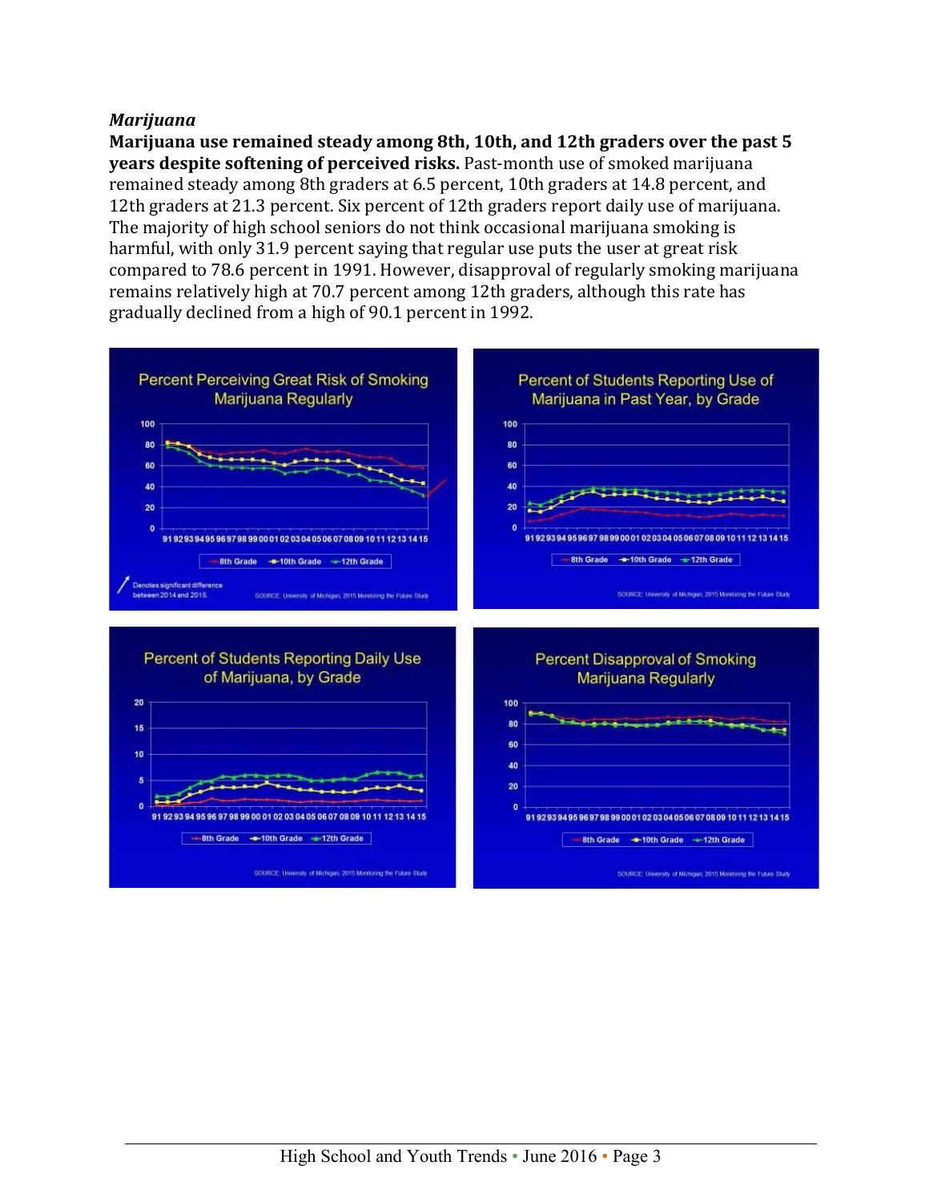### *Marijuana*

**Marijuana use remained steady among 8th, 10th, and 12th graders over the past 5 years despite softening of perceived risks.** Past-month use of smoked marijuana remained steady among 8th graders at 6.5 percent, 10th graders at 14.8 percent, and 12th graders at 21.3 percent. Six percent of 12th graders report daily use of marijuana. The majority of high school seniors do not think occasional marijuana smoking is harmful, with only 31.9 percent saying that regular use puts the user at great risk compared to 78.6 percent in 1991. However, disapproval of regularly smoking marijuana remains relatively high at 70.7 percent among 12th graders, although this rate has gradually declined from a high of 90.1 percent in 1992.

**Percent Perceiving Great Risk of Smoking Marijuana Regularly**

Legend: 8th Grade, 10th Grade, 12th Grade

Denotes significant difference between 2014 and 2015.

SOURCE: University of Michigan, 2015 Monitoring the Future Study

**Percent of Students Reporting Use of Marijuana in Past Year, by Grade**

Legend: 8th Grade, 10th Grade, 12th Grade

SOURCE: University of Michigan, 2015 Monitoring the Future Study

**Percent of Students Reporting Daily Use of Marijuana, by Grade**

Legend: 8th Grade, 10th Grade, 12th Grade

SOURCE: University of Michigan, 2015 Monitoring the Future Study

**Percent Disapproval of Smoking Marijuana Regularly**

Legend: 8th Grade, 10th Grade, 12th Grade

SOURCE: University of Michigan, 2015 Monitoring the Future Study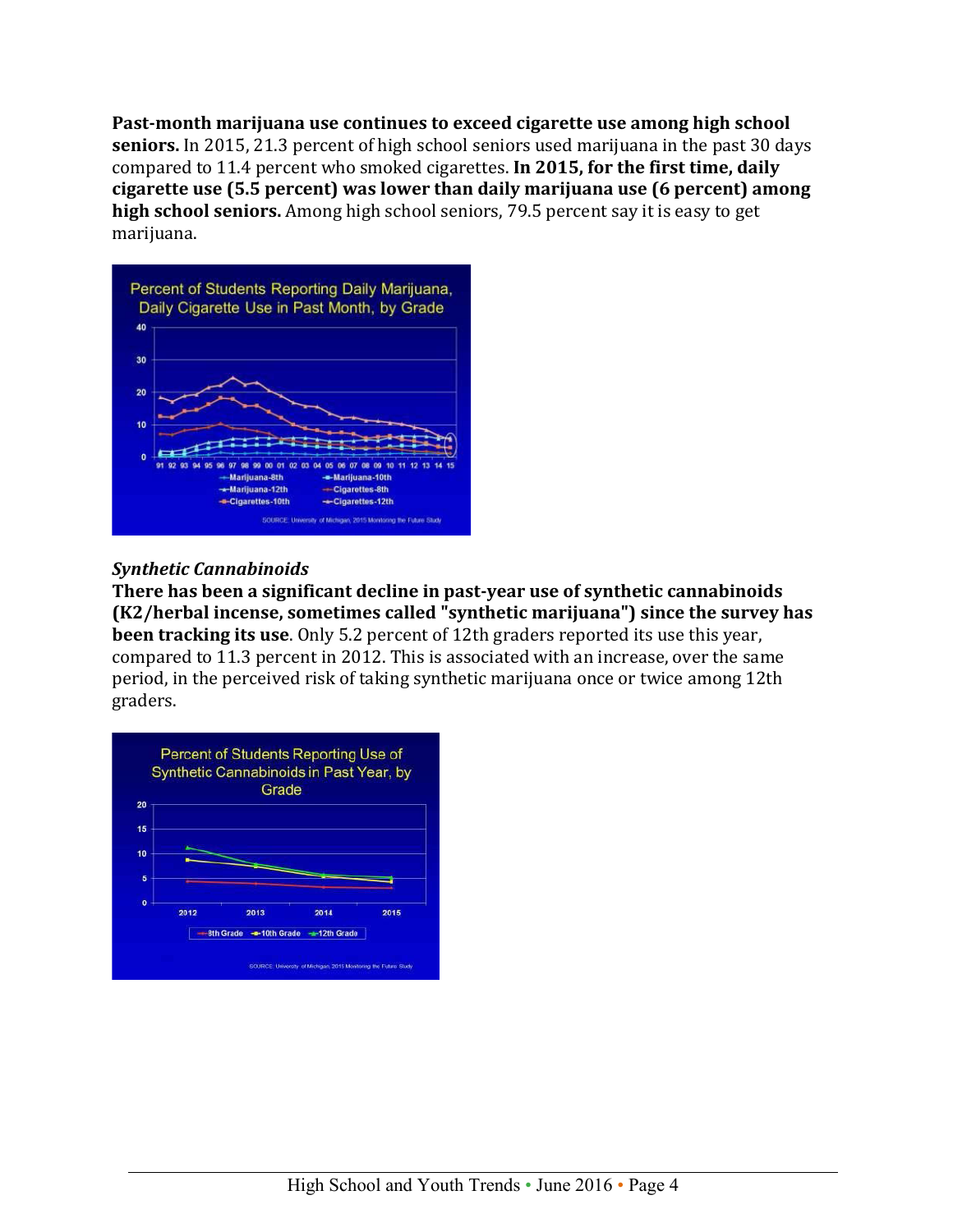**Past-month marijuana use continues to exceed cigarette use among high school seniors.** In 2015, 21.3 percent of high school seniors used marijuana in the past 30 days compared to 11.4 percent who smoked cigarettes. **In 2015, for the first time, daily cigarette use (5.5 percent) was lower than daily marijuana use (6 percent) among high school seniors.** Among high school seniors, 79.5 percent say it is easy to get marijuana.

***Synthetic Cannabinoids***

**There has been a significant decline in past-year use of synthetic cannabinoids (K2/herbal incense, sometimes called "synthetic marijuana") since the survey has been tracking its use**. Only 5.2 percent of 12th graders reported its use this year, compared to 11.3 percent in 2012. This is associated with an increase, over the same period, in the perceived risk of taking synthetic marijuana once or twice among 12th graders.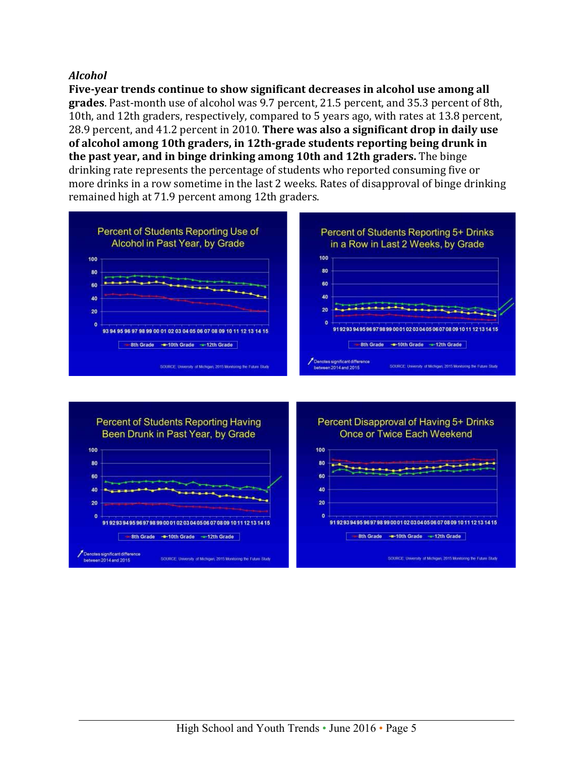*Alcohol*

**Five-year trends continue to show significant decreases in alcohol use among all grades**. Past-month use of alcohol was 9.7 percent, 21.5 percent, and 35.3 percent of 8th, 10th, and 12th graders, respectively, compared to 5 years ago, with rates at 13.8 percent, 28.9 percent, and 41.2 percent in 2010. **There was also a significant drop in daily use of alcohol among 10th graders, in 12th-grade students reporting being drunk in the past year, and in binge drinking among 10th and 12th graders.** The binge drinking rate represents the percentage of students who reported consuming five or more drinks in a row sometime in the last 2 weeks. Rates of disapproval of binge drinking remained high at 71.9 percent among 12th graders.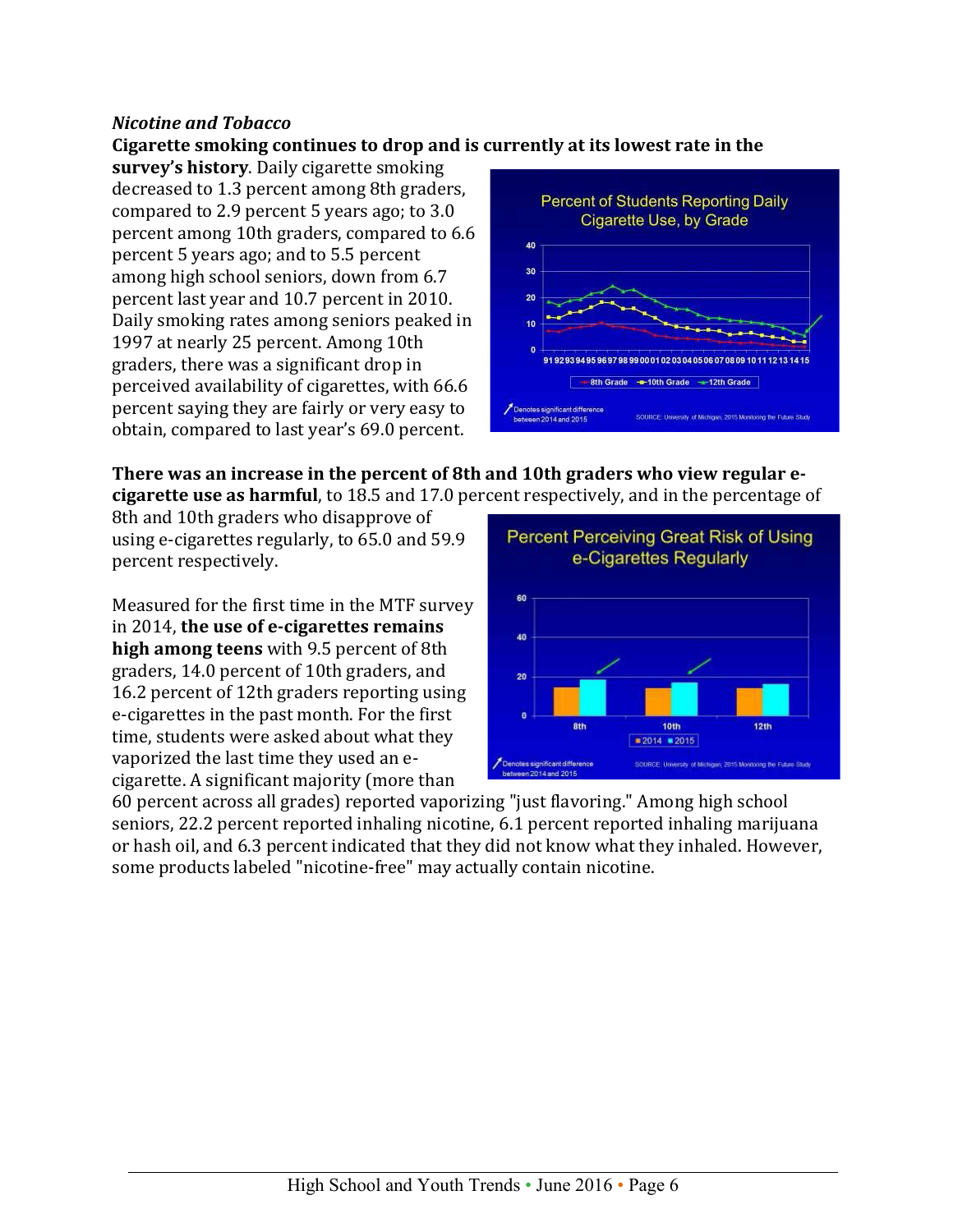*Nicotine and Tobacco*

**Cigarette smoking continues to drop and is currently at its lowest rate in the survey's history**. Daily cigarette smoking decreased to 1.3 percent among 8th graders, compared to 2.9 percent 5 years ago; to 3.0 percent among 10th graders, compared to 6.6 percent 5 years ago; and to 5.5 percent among high school seniors, down from 6.7 percent last year and 10.7 percent in 2010. Daily smoking rates among seniors peaked in 1997 at nearly 25 percent. Among 10th graders, there was a significant drop in perceived availability of cigarettes, with 66.6 percent saying they are fairly or very easy to obtain, compared to last year's 69.0 percent.

**There was an increase in the percent of 8th and 10th graders who view regular e-cigarette use as harmful**, to 18.5 and 17.0 percent respectively, and in the percentage of 8th and 10th graders who disapprove of using e-cigarettes regularly, to 65.0 and 59.9 percent respectively.

Measured for the first time in the MTF survey in 2014, **the use of e-cigarettes remains high among teens** with 9.5 percent of 8th graders, 14.0 percent of 10th graders, and 16.2 percent of 12th graders reporting using e-cigarettes in the past month. For the first time, students were asked about what they vaporized the last time they used an e-cigarette. A significant majority (more than 60 percent across all grades) reported vaporizing "just flavoring." Among high school seniors, 22.2 percent reported inhaling nicotine, 6.1 percent reported inhaling marijuana or hash oil, and 6.3 percent indicated that they did not know what they inhaled. However, some products labeled "nicotine-free" may actually contain nicotine.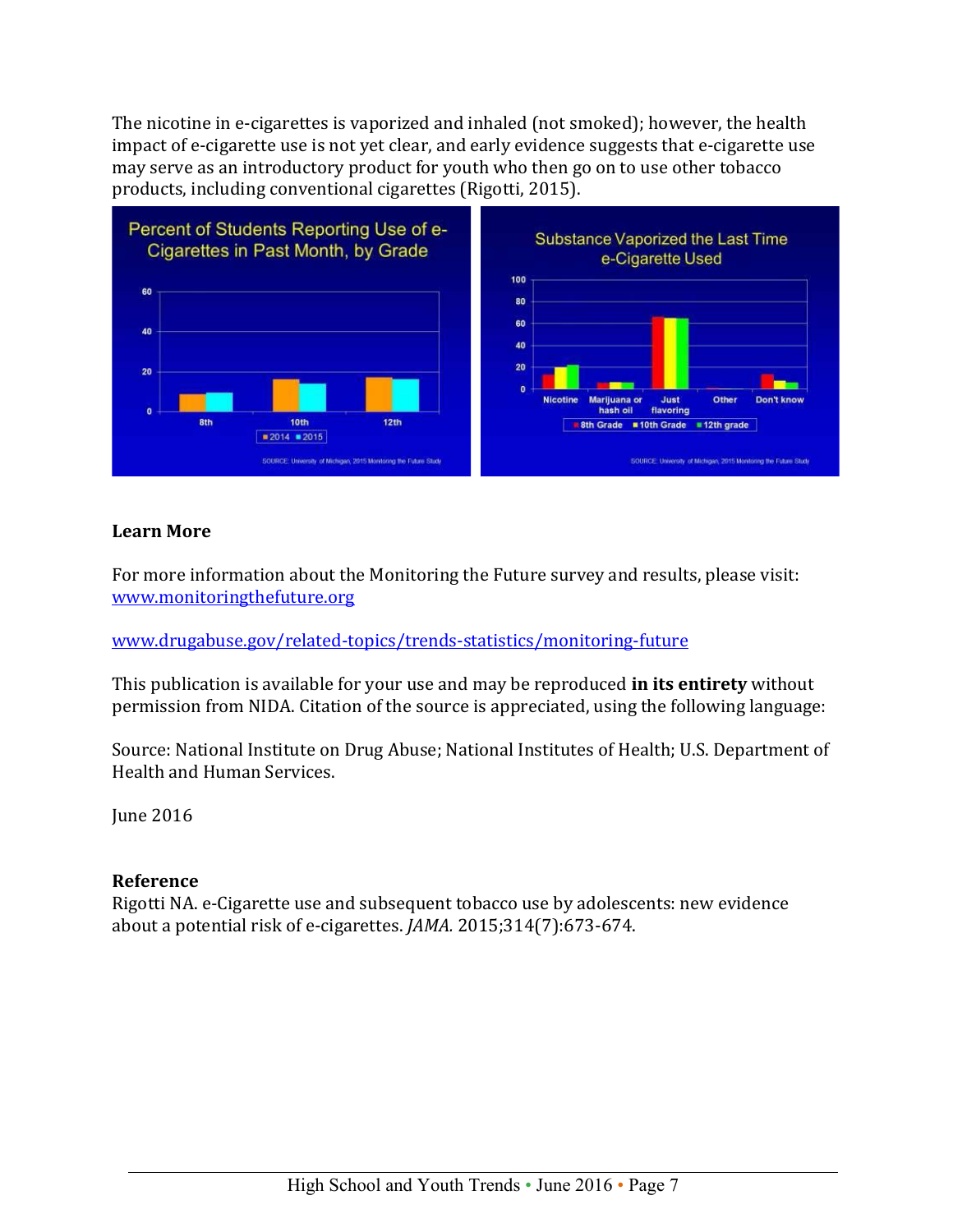The nicotine in e-cigarettes is vaporized and inhaled (not smoked); however, the health impact of e-cigarette use is not yet clear, and early evidence suggests that e-cigarette use may serve as an introductory product for youth who then go on to use other tobacco products, including conventional cigarettes (Rigotti, 2015).

Percent of Students Reporting Use of e-Cigarettes in Past Month, by Grade

60
40
20
0
8th
10th
12th
2014 2015

SOURCE: University of Michigan, 2015 Monitoring the Future Study

Substance Vaporized the Last Time e-Cigarette Used

100
80
60
40
20
0
Nicotine
Marijuana or hash oil
Just flavoring
Other
Don't know
8th Grade 10th Grade 12th grade

SOURCE: University of Michigan, 2015 Monitoring the Future Study

## Learn More

For more information about the Monitoring the Future survey and results, please visit: [www.monitoringthefuture.org](http://www.monitoringthefuture.org)

[www.drugabuse.gov/related-topics/trends-statistics/monitoring-future](http://www.drugabuse.gov/related-topics/trends-statistics/monitoring-future)

This publication is available for your use and may be reproduced **in its entirety** without permission from NIDA. Citation of the source is appreciated, using the following language:

Source: National Institute on Drug Abuse; National Institutes of Health; U.S. Department of Health and Human Services.

June 2016

## Reference

Rigotti NA. e-Cigarette use and subsequent tobacco use by adolescents: new evidence about a potential risk of e-cigarettes. *JAMA.* 2015;314(7):673-674.